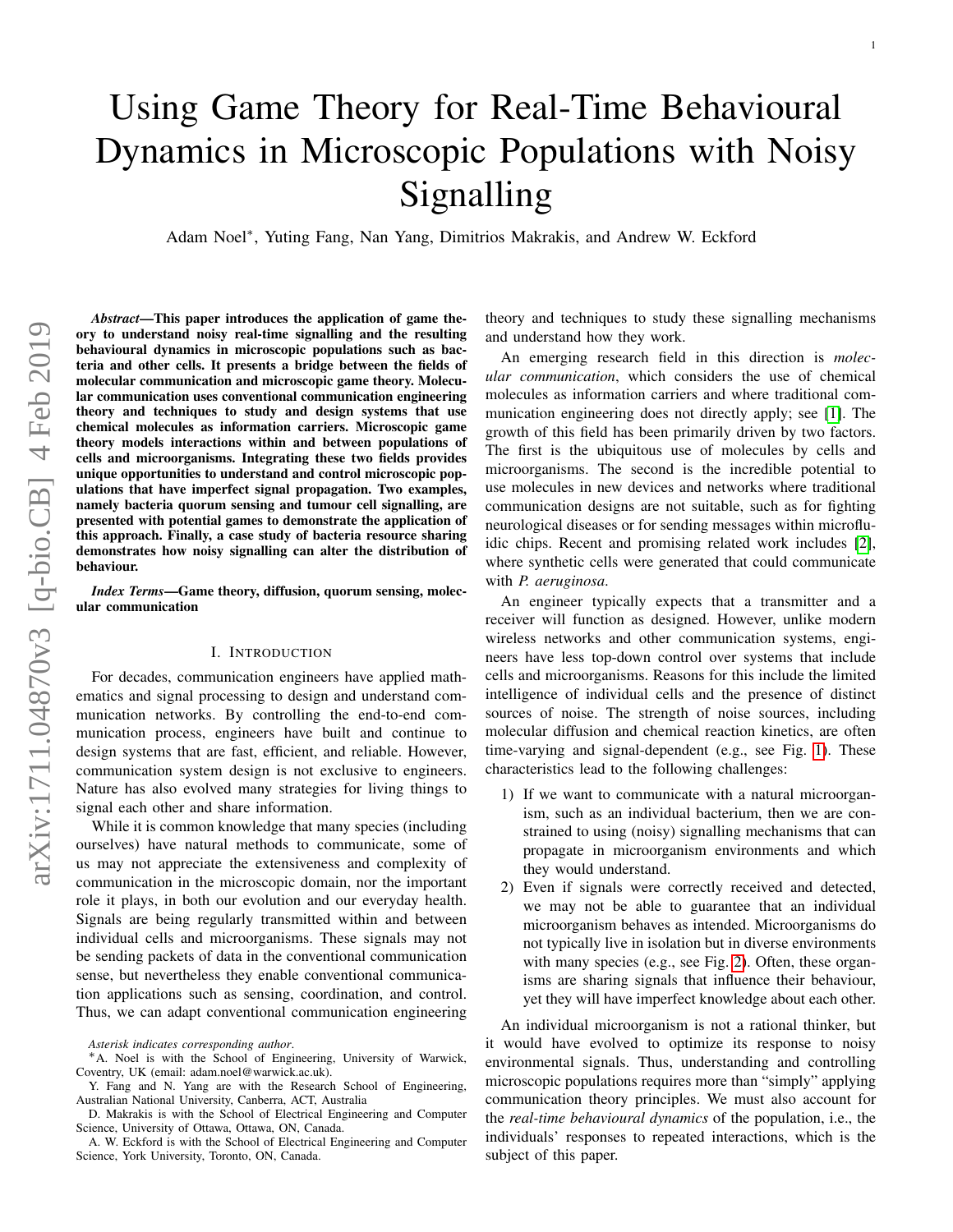# Using Game Theory for Real-Time Behavioural Dynamics in Microscopic Populations with Noisy Signalling

Adam Noel*, Yuting Fang, Nan Yang, Dimitrios Makrakis, and Andrew W. Eckford

***Abstract*—This paper introduces the application of game theory to understand noisy real-time signalling and the resulting behavioural dynamics in microscopic populations such as bacteria and other cells. It presents a bridge between the fields of molecular communication and microscopic game theory. Molecular communication uses conventional communication engineering theory and techniques to study and design systems that use chemical molecules as information carriers. Microscopic game theory models interactions within and between populations of cells and microorganisms. Integrating these two fields provides unique opportunities to understand and control microscopic populations that have imperfect signal propagation. Two examples, namely bacteria quorum sensing and tumour cell signalling, are presented with potential games to demonstrate the application of this approach. Finally, a case study of bacteria resource sharing demonstrates how noisy signalling can alter the distribution of behaviour.**

***Index Terms*—Game theory, diffusion, quorum sensing, molecular communication**

## I. Introduction

For decades, communication engineers have applied mathematics and signal processing to design and understand communication networks. By controlling the end-to-end communication process, engineers have built and continue to design systems that are fast, efficient, and reliable. However, communication system design is not exclusive to engineers. Nature has also evolved many strategies for living things to signal each other and share information.

While it is common knowledge that many species (including ourselves) have natural methods to communicate, some of us may not appreciate the extensiveness and complexity of communication in the microscopic domain, nor the important role it plays, in both our evolution and our everyday health. Signals are being regularly transmitted within and between individual cells and microorganisms. These signals may not be sending packets of data in the conventional communication sense, but nevertheless they enable conventional communication applications such as sensing, coordination, and control. Thus, we can adapt conventional communication engineering theory and techniques to study these signalling mechanisms and understand how they work.

An emerging research field in this direction is *molecular communication*, which considers the use of chemical molecules as information carriers and where traditional communication engineering does not directly apply; see [1]. The growth of this field has been primarily driven by two factors. The first is the ubiquitous use of molecules by cells and microorganisms. The second is the incredible potential to use molecules in new devices and networks where traditional communication designs are not suitable, such as for fighting neurological diseases or for sending messages within microfluidic chips. Recent and promising related work includes [2], where synthetic cells were generated that could communicate with *P. aeruginosa*.

An engineer typically expects that a transmitter and a receiver will function as designed. However, unlike modern wireless networks and other communication systems, engineers have less top-down control over systems that include cells and microorganisms. Reasons for this include the limited intelligence of individual cells and the presence of distinct sources of noise. The strength of noise sources, including molecular diffusion and chemical reaction kinetics, are often time-varying and signal-dependent (e.g., see Fig. 1). These characteristics lead to the following challenges:

1) If we want to communicate with a natural microorganism, such as an individual bacterium, then we are constrained to using (noisy) signalling mechanisms that can propagate in microorganism environments and which they would understand.
2) Even if signals were correctly received and detected, we may not be able to guarantee that an individual microorganism behaves as intended. Microorganisms do not typically live in isolation but in diverse environments with many species (e.g., see Fig. 2). Often, these organisms are sharing signals that influence their behaviour, yet they will have imperfect knowledge about each other.

An individual microorganism is not a rational thinker, but it would have evolved to optimize its response to noisy environmental signals. Thus, understanding and controlling microscopic populations requires more than "simply" applying communication theory principles. We must also account for the *real-time behavioural dynamics* of the population, i.e., the individuals' responses to repeated interactions, which is the subject of this paper.

*Asterisk indicates corresponding author.*

*A. Noel is with the School of Engineering, University of Warwick, Coventry, UK (email: adam.noel@warwick.ac.uk).

Y. Fang and N. Yang are with the Research School of Engineering, Australian National University, Canberra, ACT, Australia

D. Makrakis is with the School of Electrical Engineering and Computer Science, University of Ottawa, Ottawa, ON, Canada.

A. W. Eckford is with the School of Electrical Engineering and Computer Science, York University, Toronto, ON, Canada.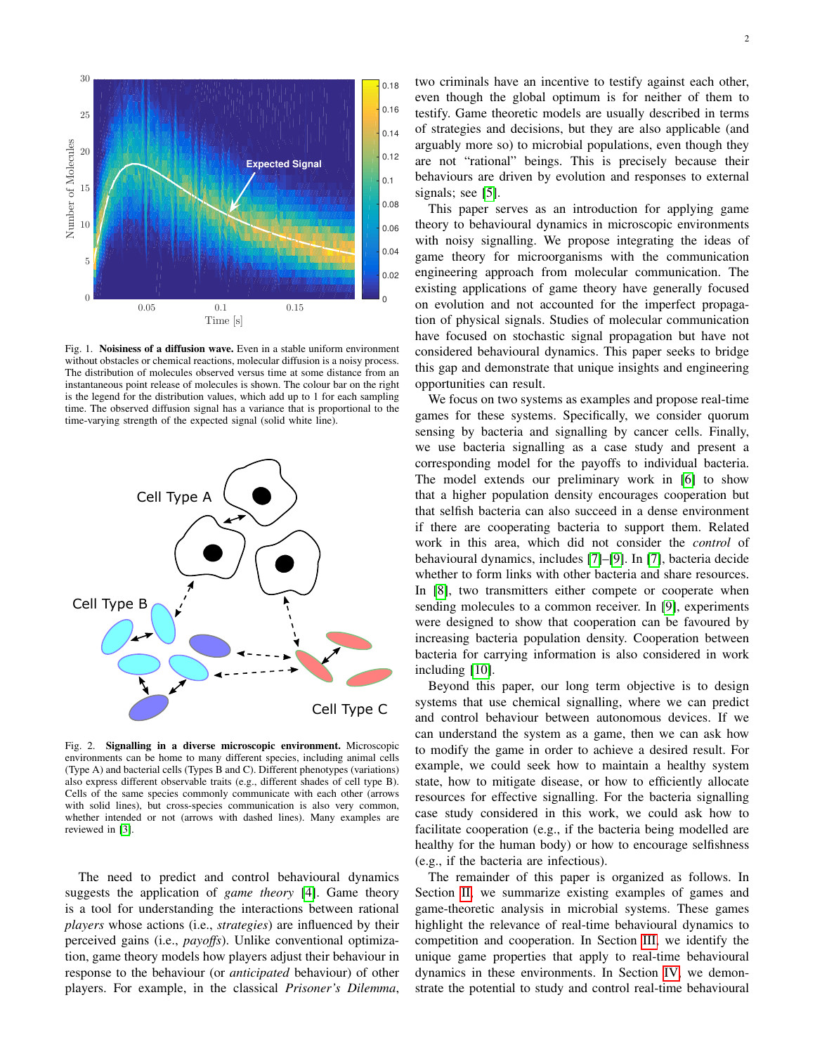Fig. 1. **Noisiness of a diffusion wave.** Even in a stable uniform environment without obstacles or chemical reactions, molecular diffusion is a noisy process. The distribution of molecules observed versus time at some distance from an instantaneous point release of molecules is shown. The colour bar on the right is the legend for the distribution values, which add up to 1 for each sampling time. The observed diffusion signal has a variance that is proportional to the time-varying strength of the expected signal (solid white line).

Fig. 2. **Signalling in a diverse microscopic environment.** Microscopic environments can be home to many different species, including animal cells (Type A) and bacterial cells (Types B and C). Different phenotypes (variations) also express different observable traits (e.g., different shades of cell type B). Cells of the same species commonly communicate with each other (arrows with solid lines), but cross-species communication is also very common, whether intended or not (arrows with dashed lines). Many examples are reviewed in [3].

The need to predict and control behavioural dynamics suggests the application of *game theory* [4]. Game theory is a tool for understanding the interactions between rational *players* whose actions (i.e., *strategies*) are influenced by their perceived gains (i.e., *payoffs*). Unlike conventional optimization, game theory models how players adjust their behaviour in response to the behaviour (or *anticipated* behaviour) of other players. For example, in the classical *Prisoner's Dilemma*, two criminals have an incentive to testify against each other, even though the global optimum is for neither of them to testify. Game theoretic models are usually described in terms of strategies and decisions, but they are also applicable (and arguably more so) to microbial populations, even though they are not "rational" beings. This is precisely because their behaviours are driven by evolution and responses to external signals; see [5].

This paper serves as an introduction for applying game theory to behavioural dynamics in microscopic environments with noisy signalling. We propose integrating the ideas of game theory for microorganisms with the communication engineering approach from molecular communication. The existing applications of game theory have generally focused on evolution and not accounted for the imperfect propagation of physical signals. Studies of molecular communication have focused on stochastic signal propagation but have not considered behavioural dynamics. This paper seeks to bridge this gap and demonstrate that unique insights and engineering opportunities can result.

We focus on two systems as examples and propose real-time games for these systems. Specifically, we consider quorum sensing by bacteria and signalling by cancer cells. Finally, we use bacteria signalling as a case study and present a corresponding model for the payoffs to individual bacteria. The model extends our preliminary work in [6] to show that a higher population density encourages cooperation but that selfish bacteria can also succeed in a dense environment if there are cooperating bacteria to support them. Related work in this area, which did not consider the *control* of behavioural dynamics, includes [7]–[9]. In [7], bacteria decide whether to form links with other bacteria and share resources. In [8], two transmitters either compete or cooperate when sending molecules to a common receiver. In [9], experiments were designed to show that cooperation can be favoured by increasing bacteria population density. Cooperation between bacteria for carrying information is also considered in work including [10].

Beyond this paper, our long term objective is to design systems that use chemical signalling, where we can predict and control behaviour between autonomous devices. If we can understand the system as a game, then we can ask how to modify the game in order to achieve a desired result. For example, we could seek how to maintain a healthy system state, how to mitigate disease, or how to efficiently allocate resources for effective signalling. For the bacteria signalling case study considered in this work, we could ask how to facilitate cooperation (e.g., if the bacteria being modelled are healthy for the human body) or how to encourage selfishness (e.g., if the bacteria are infectious).

The remainder of this paper is organized as follows. In Section II, we summarize existing examples of games and game-theoretic analysis in microbial systems. These games highlight the relevance of real-time behavioural dynamics to competition and cooperation. In Section III, we identify the unique game properties that apply to real-time behavioural dynamics in these environments. In Section IV, we demonstrate the potential to study and control real-time behavioural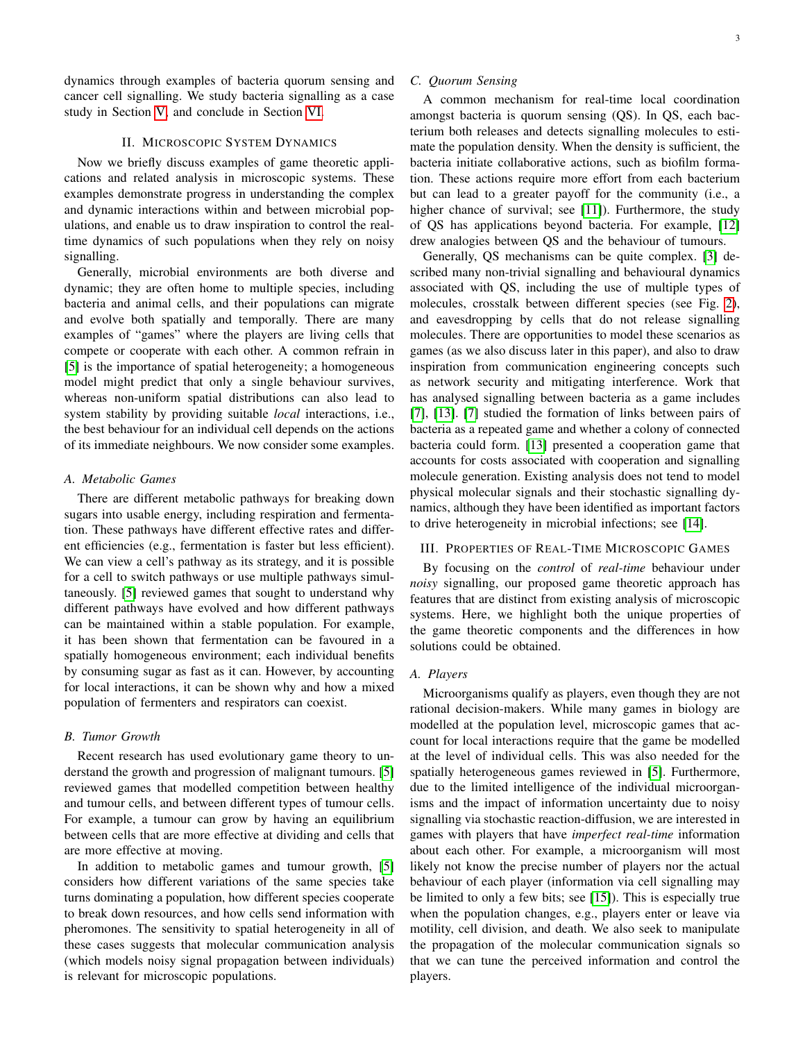dynamics through examples of bacteria quorum sensing and cancer cell signalling. We study bacteria signalling as a case study in Section V, and conclude in Section VI.

## II. Microscopic System Dynamics

Now we briefly discuss examples of game theoretic applications and related analysis in microscopic systems. These examples demonstrate progress in understanding the complex and dynamic interactions within and between microbial populations, and enable us to draw inspiration to control the real-time dynamics of such populations when they rely on noisy signalling.

Generally, microbial environments are both diverse and dynamic; they are often home to multiple species, including bacteria and animal cells, and their populations can migrate and evolve both spatially and temporally. There are many examples of "games" where the players are living cells that compete or cooperate with each other. A common refrain in [5] is the importance of spatial heterogeneity; a homogeneous model might predict that only a single behaviour survives, whereas non-uniform spatial distributions can also lead to system stability by providing suitable *local* interactions, i.e., the best behaviour for an individual cell depends on the actions of its immediate neighbours. We now consider some examples.

### A. Metabolic Games

There are different metabolic pathways for breaking down sugars into usable energy, including respiration and fermentation. These pathways have different effective rates and different efficiencies (e.g., fermentation is faster but less efficient). We can view a cell's pathway as its strategy, and it is possible for a cell to switch pathways or use multiple pathways simultaneously. [5] reviewed games that sought to understand why different pathways have evolved and how different pathways can be maintained within a stable population. For example, it has been shown that fermentation can be favoured in a spatially homogeneous environment; each individual benefits by consuming sugar as fast as it can. However, by accounting for local interactions, it can be shown why and how a mixed population of fermenters and respirators can coexist.

### B. Tumor Growth

Recent research has used evolutionary game theory to understand the growth and progression of malignant tumours. [5] reviewed games that modelled competition between healthy and tumour cells, and between different types of tumour cells. For example, a tumour can grow by having an equilibrium between cells that are more effective at dividing and cells that are more effective at moving.

In addition to metabolic games and tumour growth, [5] considers how different variations of the same species take turns dominating a population, how different species cooperate to break down resources, and how cells send information with pheromones. The sensitivity to spatial heterogeneity in all of these cases suggests that molecular communication analysis (which models noisy signal propagation between individuals) is relevant for microscopic populations.

### C. Quorum Sensing

A common mechanism for real-time local coordination amongst bacteria is quorum sensing (QS). In QS, each bacterium both releases and detects signalling molecules to estimate the population density. When the density is sufficient, the bacteria initiate collaborative actions, such as biofilm formation. These actions require more effort from each bacterium but can lead to a greater payoff for the community (i.e., a higher chance of survival; see [11]). Furthermore, the study of QS has applications beyond bacteria. For example, [12] drew analogies between QS and the behaviour of tumours.

Generally, QS mechanisms can be quite complex. [3] described many non-trivial signalling and behavioural dynamics associated with QS, including the use of multiple types of molecules, crosstalk between different species (see Fig. 2), and eavesdropping by cells that do not release signalling molecules. There are opportunities to model these scenarios as games (as we also discuss later in this paper), and also to draw inspiration from communication engineering concepts such as network security and mitigating interference. Work that has analysed signalling between bacteria as a game includes [7], [13]. [7] studied the formation of links between pairs of bacteria as a repeated game and whether a colony of connected bacteria could form. [13] presented a cooperation game that accounts for costs associated with cooperation and signalling molecule generation. Existing analysis does not tend to model physical molecular signals and their stochastic signalling dynamics, although they have been identified as important factors to drive heterogeneity in microbial infections; see [14].

## III. Properties of Real-Time Microscopic Games

By focusing on the *control* of *real-time* behaviour under *noisy* signalling, our proposed game theoretic approach has features that are distinct from existing analysis of microscopic systems. Here, we highlight both the unique properties of the game theoretic components and the differences in how solutions could be obtained.

### A. Players

Microorganisms qualify as players, even though they are not rational decision-makers. While many games in biology are modelled at the population level, microscopic games that account for local interactions require that the game be modelled at the level of individual cells. This was also needed for the spatially heterogeneous games reviewed in [5]. Furthermore, due to the limited intelligence of the individual microorganisms and the impact of information uncertainty due to noisy signalling via stochastic reaction-diffusion, we are interested in games with players that have *imperfect real-time* information about each other. For example, a microorganism will most likely not know the precise number of players nor the actual behaviour of each player (information via cell signalling may be limited to only a few bits; see [15]). This is especially true when the population changes, e.g., players enter or leave via motility, cell division, and death. We also seek to manipulate the propagation of the molecular communication signals so that we can tune the perceived information and control the players.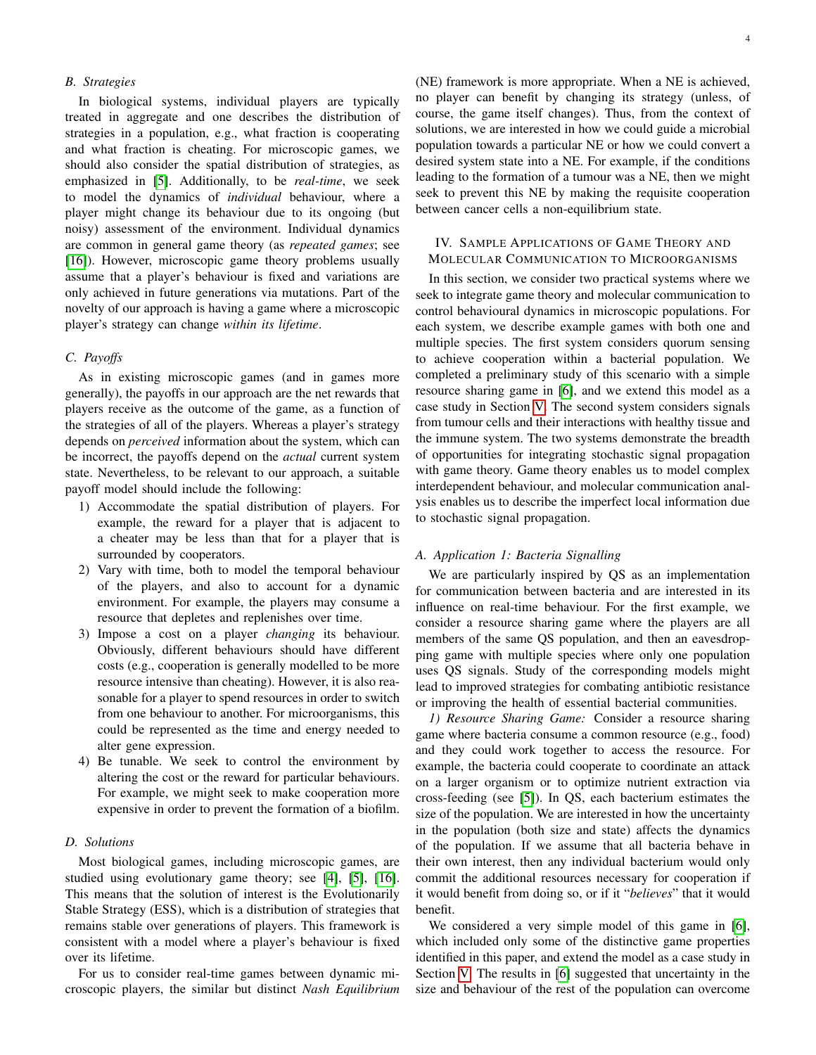### B. Strategies

In biological systems, individual players are typically treated in aggregate and one describes the distribution of strategies in a population, e.g., what fraction is cooperating and what fraction is cheating. For microscopic games, we should also consider the spatial distribution of strategies, as emphasized in [5]. Additionally, to be *real-time*, we seek to model the dynamics of *individual* behaviour, where a player might change its behaviour due to its ongoing (but noisy) assessment of the environment. Individual dynamics are common in general game theory (as *repeated games*; see [16]). However, microscopic game theory problems usually assume that a player's behaviour is fixed and variations are only achieved in future generations via mutations. Part of the novelty of our approach is having a game where a microscopic player's strategy can change *within its lifetime*.

### C. Payoffs

As in existing microscopic games (and in games more generally), the payoffs in our approach are the net rewards that players receive as the outcome of the game, as a function of the strategies of all of the players. Whereas a player's strategy depends on *perceived* information about the system, which can be incorrect, the payoffs depend on the *actual* current system state. Nevertheless, to be relevant to our approach, a suitable payoff model should include the following:

1) Accommodate the spatial distribution of players. For example, the reward for a player that is adjacent to a cheater may be less than that for a player that is surrounded by cooperators.
2) Vary with time, both to model the temporal behaviour of the players, and also to account for a dynamic environment. For example, the players may consume a resource that depletes and replenishes over time.
3) Impose a cost on a player *changing* its behaviour. Obviously, different behaviours should have different costs (e.g., cooperation is generally modelled to be more resource intensive than cheating). However, it is also reasonable for a player to spend resources in order to switch from one behaviour to another. For microorganisms, this could be represented as the time and energy needed to alter gene expression.
4) Be tunable. We seek to control the environment by altering the cost or the reward for particular behaviours. For example, we might seek to make cooperation more expensive in order to prevent the formation of a biofilm.

### D. Solutions

Most biological games, including microscopic games, are studied using evolutionary game theory; see [4], [5], [16]. This means that the solution of interest is the Evolutionarily Stable Strategy (ESS), which is a distribution of strategies that remains stable over generations of players. This framework is consistent with a model where a player's behaviour is fixed over its lifetime.

For us to consider real-time games between dynamic microscopic players, the similar but distinct *Nash Equilibrium* (NE) framework is more appropriate. When a NE is achieved, no player can benefit by changing its strategy (unless, of course, the game itself changes). Thus, from the context of solutions, we are interested in how we could guide a microbial population towards a particular NE or how we could convert a desired system state into a NE. For example, if the conditions leading to the formation of a tumour was a NE, then we might seek to prevent this NE by making the requisite cooperation between cancer cells a non-equilibrium state.

## IV. Sample Applications of Game Theory and Molecular Communication to Microorganisms

In this section, we consider two practical systems where we seek to integrate game theory and molecular communication to control behavioural dynamics in microscopic populations. For each system, we describe example games with both one and multiple species. The first system considers quorum sensing to achieve cooperation within a bacterial population. We completed a preliminary study of this scenario with a simple resource sharing game in [6], and we extend this model as a case study in Section V. The second system considers signals from tumour cells and their interactions with healthy tissue and the immune system. The two systems demonstrate the breadth of opportunities for integrating stochastic signal propagation with game theory. Game theory enables us to model complex interdependent behaviour, and molecular communication analysis enables us to describe the imperfect local information due to stochastic signal propagation.

### A. Application 1: Bacteria Signalling

We are particularly inspired by QS as an implementation for communication between bacteria and are interested in its influence on real-time behaviour. For the first example, we consider a resource sharing game where the players are all members of the same QS population, and then an eavesdropping game with multiple species where only one population uses QS signals. Study of the corresponding models might lead to improved strategies for combating antibiotic resistance or improving the health of essential bacterial communities.

*1) Resource Sharing Game:* Consider a resource sharing game where bacteria consume a common resource (e.g., food) and they could work together to access the resource. For example, the bacteria could cooperate to coordinate an attack on a larger organism or to optimize nutrient extraction via cross-feeding (see [5]). In QS, each bacterium estimates the size of the population. We are interested in how the uncertainty in the population (both size and state) affects the dynamics of the population. If we assume that all bacteria behave in their own interest, then any individual bacterium would only commit the additional resources necessary for cooperation if it would benefit from doing so, or if it "*believes*" that it would benefit.

We considered a very simple model of this game in [6], which included only some of the distinctive game properties identified in this paper, and extend the model as a case study in Section V. The results in [6] suggested that uncertainty in the size and behaviour of the rest of the population can overcome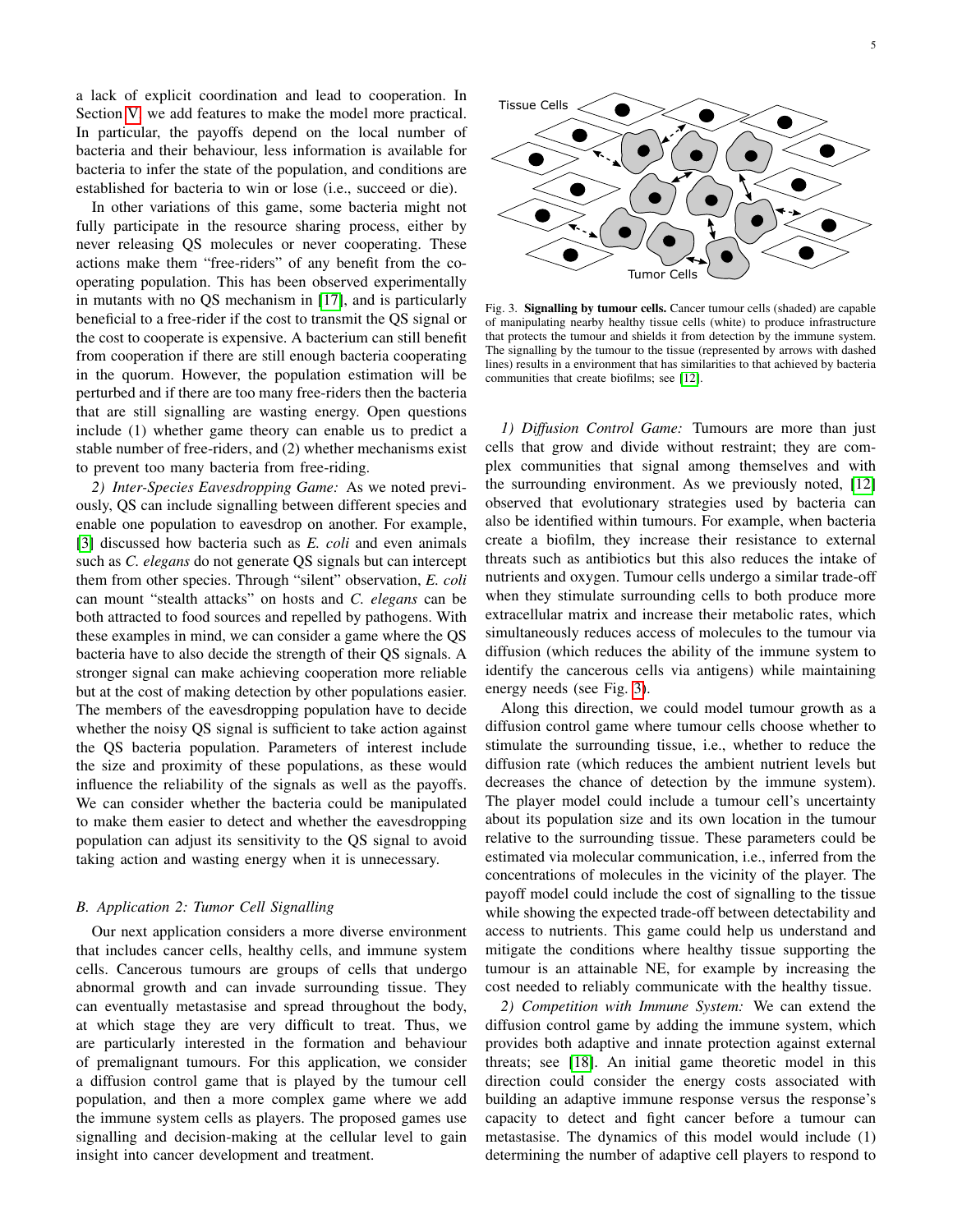a lack of explicit coordination and lead to cooperation. In Section V we add features to make the model more practical. In particular, the payoffs depend on the local number of bacteria and their behaviour, less information is available for bacteria to infer the state of the population, and conditions are established for bacteria to win or lose (i.e., succeed or die).

In other variations of this game, some bacteria might not fully participate in the resource sharing process, either by never releasing QS molecules or never cooperating. These actions make them "free-riders" of any benefit from the cooperating population. This has been observed experimentally in mutants with no QS mechanism in [17], and is particularly beneficial to a free-rider if the cost to transmit the QS signal or the cost to cooperate is expensive. A bacterium can still benefit from cooperation if there are still enough bacteria cooperating in the quorum. However, the population estimation will be perturbed and if there are too many free-riders then the bacteria that are still signalling are wasting energy. Open questions include (1) whether game theory can enable us to predict a stable number of free-riders, and (2) whether mechanisms exist to prevent too many bacteria from free-riding.

*2) Inter-Species Eavesdropping Game:* As we noted previously, QS can include signalling between different species and enable one population to eavesdrop on another. For example, [3] discussed how bacteria such as *E. coli* and even animals such as *C. elegans* do not generate QS signals but can intercept them from other species. Through "silent" observation, *E. coli* can mount "stealth attacks" on hosts and *C. elegans* can be both attracted to food sources and repelled by pathogens. With these examples in mind, we can consider a game where the QS bacteria have to also decide the strength of their QS signals. A stronger signal can make achieving cooperation more reliable but at the cost of making detection by other populations easier. The members of the eavesdropping population have to decide whether the noisy QS signal is sufficient to take action against the QS bacteria population. Parameters of interest include the size and proximity of these populations, as these would influence the reliability of the signals as well as the payoffs. We can consider whether the bacteria could be manipulated to make them easier to detect and whether the eavesdropping population can adjust its sensitivity to the QS signal to avoid taking action and wasting energy when it is unnecessary.

### *B. Application 2: Tumor Cell Signalling*

Our next application considers a more diverse environment that includes cancer cells, healthy cells, and immune system cells. Cancerous tumours are groups of cells that undergo abnormal growth and can invade surrounding tissue. They can eventually metastasise and spread throughout the body, at which stage they are very difficult to treat. Thus, we are particularly interested in the formation and behaviour of premalignant tumours. For this application, we consider a diffusion control game that is played by the tumour cell population, and then a more complex game where we add the immune system cells as players. The proposed games use signalling and decision-making at the cellular level to gain insight into cancer development and treatment.

Fig. 3. **Signalling by tumour cells.** Cancer tumour cells (shaded) are capable of manipulating nearby healthy tissue cells (white) to produce infrastructure that protects the tumour and shields it from detection by the immune system. The signalling by the tumour to the tissue (represented by arrows with dashed lines) results in a environment that has similarities to that achieved by bacteria communities that create biofilms; see [12].

*1) Diffusion Control Game:* Tumours are more than just cells that grow and divide without restraint; they are complex communities that signal among themselves and with the surrounding environment. As we previously noted, [12] observed that evolutionary strategies used by bacteria can also be identified within tumours. For example, when bacteria create a biofilm, they increase their resistance to external threats such as antibiotics but this also reduces the intake of nutrients and oxygen. Tumour cells undergo a similar trade-off when they stimulate surrounding cells to both produce more extracellular matrix and increase their metabolic rates, which simultaneously reduces access of molecules to the tumour via diffusion (which reduces the ability of the immune system to identify the cancerous cells via antigens) while maintaining energy needs (see Fig. 3).

Along this direction, we could model tumour growth as a diffusion control game where tumour cells choose whether to stimulate the surrounding tissue, i.e., whether to reduce the diffusion rate (which reduces the ambient nutrient levels but decreases the chance of detection by the immune system). The player model could include a tumour cell's uncertainty about its population size and its own location in the tumour relative to the surrounding tissue. These parameters could be estimated via molecular communication, i.e., inferred from the concentrations of molecules in the vicinity of the player. The payoff model could include the cost of signalling to the tissue while showing the expected trade-off between detectability and access to nutrients. This game could help us understand and mitigate the conditions where healthy tissue supporting the tumour is an attainable NE, for example by increasing the cost needed to reliably communicate with the healthy tissue.

*2) Competition with Immune System:* We can extend the diffusion control game by adding the immune system, which provides both adaptive and innate protection against external threats; see [18]. An initial game theoretic model in this direction could consider the energy costs associated with building an adaptive immune response versus the response's capacity to detect and fight cancer before a tumour can metastasise. The dynamics of this model would include (1) determining the number of adaptive cell players to respond to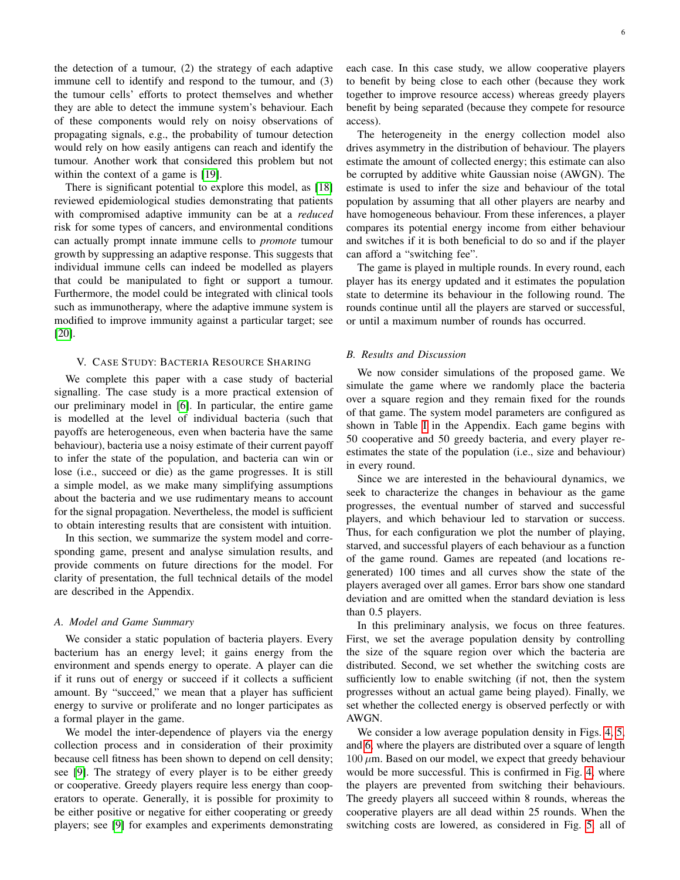the detection of a tumour, (2) the strategy of each adaptive immune cell to identify and respond to the tumour, and (3) the tumour cells' efforts to protect themselves and whether they are able to detect the immune system's behaviour. Each of these components would rely on noisy observations of propagating signals, e.g., the probability of tumour detection would rely on how easily antigens can reach and identify the tumour. Another work that considered this problem but not within the context of a game is [19].

There is significant potential to explore this model, as [18] reviewed epidemiological studies demonstrating that patients with compromised adaptive immunity can be at a *reduced* risk for some types of cancers, and environmental conditions can actually prompt innate immune cells to *promote* tumour growth by suppressing an adaptive response. This suggests that individual immune cells can indeed be modelled as players that could be manipulated to fight or support a tumour. Furthermore, the model could be integrated with clinical tools such as immunotherapy, where the adaptive immune system is modified to improve immunity against a particular target; see [20].

## V. Case Study: Bacteria Resource Sharing

We complete this paper with a case study of bacterial signalling. The case study is a more practical extension of our preliminary model in [6]. In particular, the entire game is modelled at the level of individual bacteria (such that payoffs are heterogeneous, even when bacteria have the same behaviour), bacteria use a noisy estimate of their current payoff to infer the state of the population, and bacteria can win or lose (i.e., succeed or die) as the game progresses. It is still a simple model, as we make many simplifying assumptions about the bacteria and we use rudimentary means to account for the signal propagation. Nevertheless, the model is sufficient to obtain interesting results that are consistent with intuition.

In this section, we summarize the system model and corresponding game, present and analyse simulation results, and provide comments on future directions for the model. For clarity of presentation, the full technical details of the model are described in the Appendix.

### A. Model and Game Summary

We consider a static population of bacteria players. Every bacterium has an energy level; it gains energy from the environment and spends energy to operate. A player can die if it runs out of energy or succeed if it collects a sufficient amount. By "succeed," we mean that a player has sufficient energy to survive or proliferate and no longer participates as a formal player in the game.

We model the inter-dependence of players via the energy collection process and in consideration of their proximity because cell fitness has been shown to depend on cell density; see [9]. The strategy of every player is to be either greedy or cooperative. Greedy players require less energy than cooperators to operate. Generally, it is possible for proximity to be either positive or negative for either cooperating or greedy players; see [9] for examples and experiments demonstrating each case. In this case study, we allow cooperative players to benefit by being close to each other (because they work together to improve resource access) whereas greedy players benefit by being separated (because they compete for resource access).

The heterogeneity in the energy collection model also drives asymmetry in the distribution of behaviour. The players estimate the amount of collected energy; this estimate can also be corrupted by additive white Gaussian noise (AWGN). The estimate is used to infer the size and behaviour of the total population by assuming that all other players are nearby and have homogeneous behaviour. From these inferences, a player compares its potential energy income from either behaviour and switches if it is both beneficial to do so and if the player can afford a "switching fee".

The game is played in multiple rounds. In every round, each player has its energy updated and it estimates the population state to determine its behaviour in the following round. The rounds continue until all the players are starved or successful, or until a maximum number of rounds has occurred.

### B. Results and Discussion

We now consider simulations of the proposed game. We simulate the game where we randomly place the bacteria over a square region and they remain fixed for the rounds of that game. The system model parameters are configured as shown in Table I in the Appendix. Each game begins with 50 cooperative and 50 greedy bacteria, and every player re-estimates the state of the population (i.e., size and behaviour) in every round.

Since we are interested in the behavioural dynamics, we seek to characterize the changes in behaviour as the game progresses, the eventual number of starved and successful players, and which behaviour led to starvation or success. Thus, for each configuration we plot the number of playing, starved, and successful players of each behaviour as a function of the game round. Games are repeated (and locations re-generated) 100 times and all curves show the state of the players averaged over all games. Error bars show one standard deviation and are omitted when the standard deviation is less than 0.5 players.

In this preliminary analysis, we focus on three features. First, we set the average population density by controlling the size of the square region over which the bacteria are distributed. Second, we set whether the switching costs are sufficiently low to enable switching (if not, then the system progresses without an actual game being played). Finally, we set whether the collected energy is observed perfectly or with AWGN.

We consider a low average population density in Figs. 4, 5, and 6, where the players are distributed over a square of length $100\,\mu$m. Based on our model, we expect that greedy behaviour would be more successful. This is confirmed in Fig. 4, where the players are prevented from switching their behaviours. The greedy players all succeed within 8 rounds, whereas the cooperative players are all dead within 25 rounds. When the switching costs are lowered, as considered in Fig. 5, all of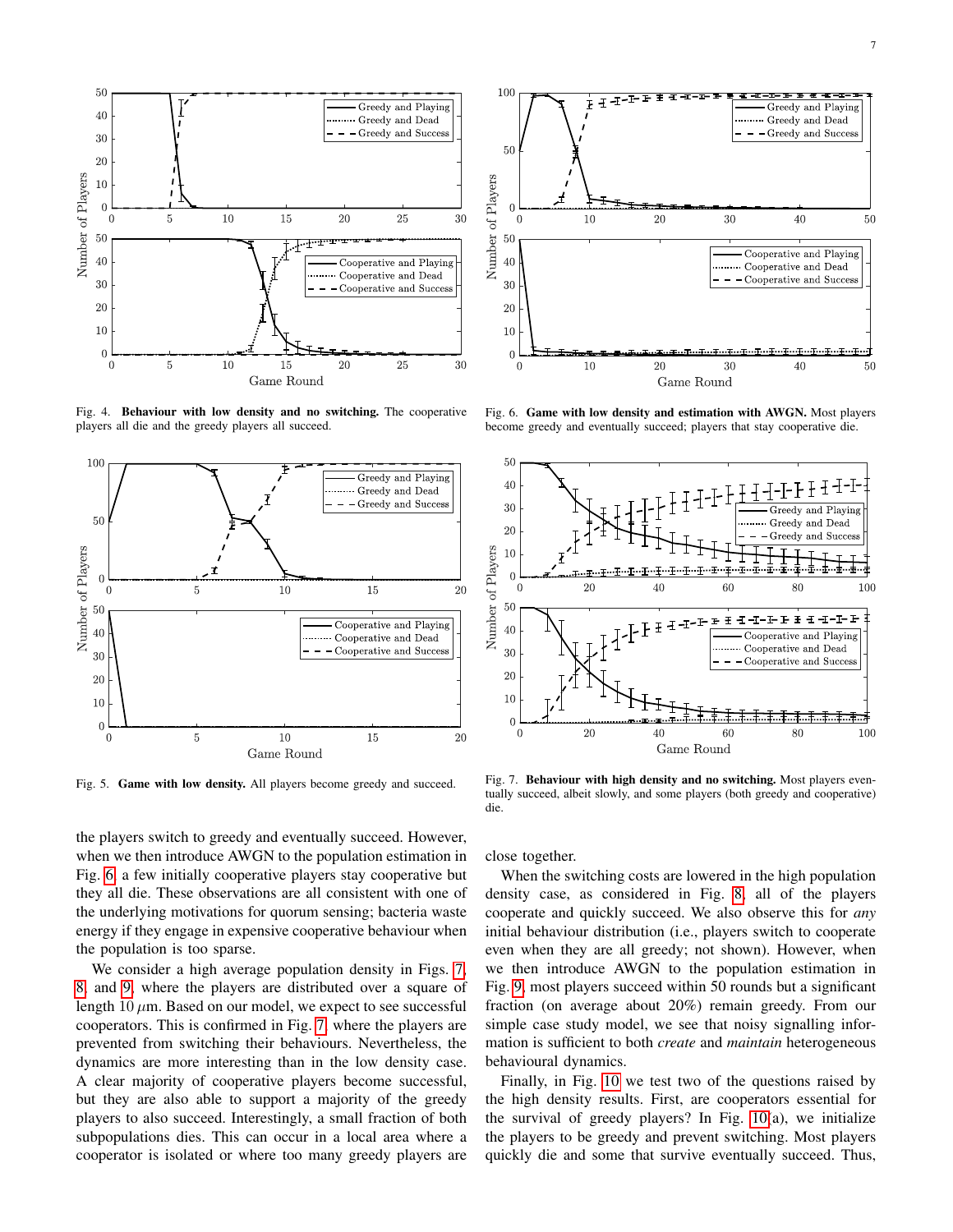Fig. 4. **Behaviour with low density and no switching.** The cooperative players all die and the greedy players all succeed.

Fig. 5. **Game with low density.** All players become greedy and succeed.

Fig. 6. **Game with low density and estimation with AWGN.** Most players become greedy and eventually succeed; players that stay cooperative die.

Fig. 7. **Behaviour with high density and no switching.** Most players eventually succeed, albeit slowly, and some players (both greedy and cooperative) die.

the players switch to greedy and eventually succeed. However, when we then introduce AWGN to the population estimation in Fig. 6, a few initially cooperative players stay cooperative but they all die. These observations are all consistent with one of the underlying motivations for quorum sensing; bacteria waste energy if they engage in expensive cooperative behaviour when the population is too sparse.

We consider a high average population density in Figs. 7, 8, and 9, where the players are distributed over a square of length 10 $\mu$m. Based on our model, we expect to see successful cooperators. This is confirmed in Fig. 7, where the players are prevented from switching their behaviours. Nevertheless, the dynamics are more interesting than in the low density case. A clear majority of cooperative players become successful, but they are also able to support a majority of the greedy players to also succeed. Interestingly, a small fraction of both subpopulations dies. This can occur in a local area where a cooperator is isolated or where too many greedy players are close together.

When the switching costs are lowered in the high population density case, as considered in Fig. 8, all of the players cooperate and quickly succeed. We also observe this for *any* initial behaviour distribution (i.e., players switch to cooperate even when they are all greedy; not shown). However, when we then introduce AWGN to the population estimation in Fig. 9, most players succeed within 50 rounds but a significant fraction (on average about 20%) remain greedy. From our simple case study model, we see that noisy signalling information is sufficient to both *create* and *maintain* heterogeneous behavioural dynamics.

Finally, in Fig. 10 we test two of the questions raised by the high density results. First, are cooperators essential for the survival of greedy players? In Fig. 10(a), we initialize the players to be greedy and prevent switching. Most players quickly die and some that survive eventually succeed. Thus,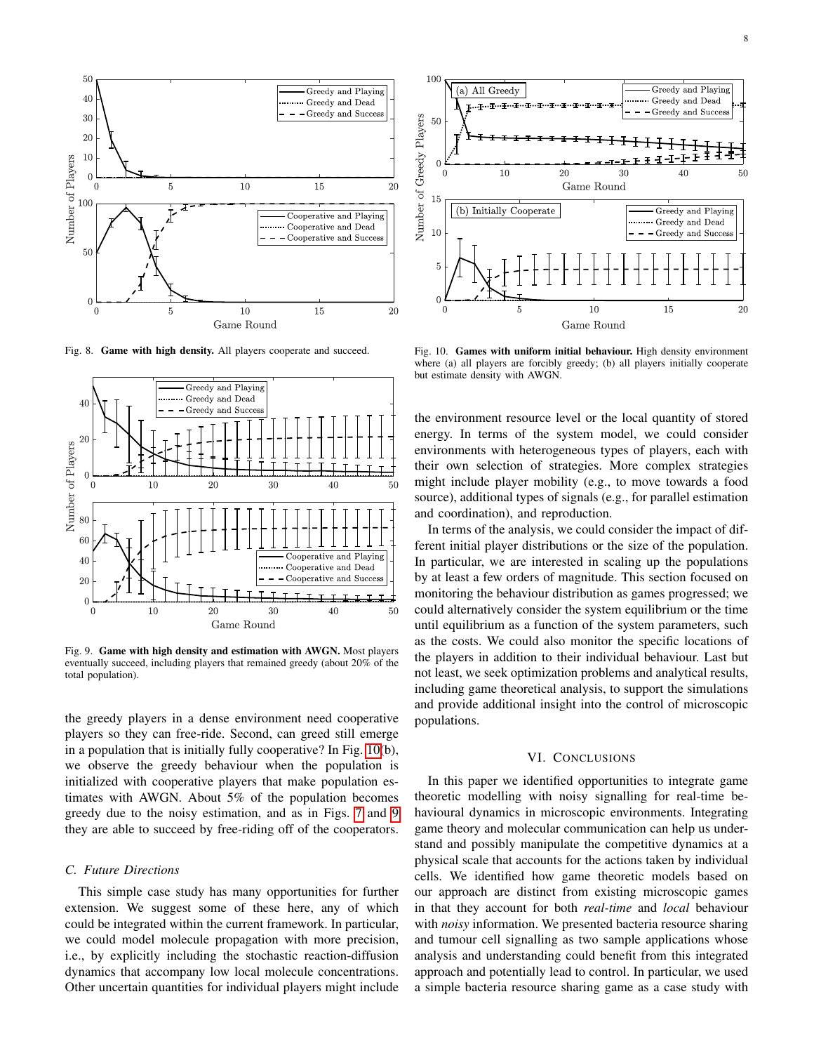Fig. 8. **Game with high density.** All players cooperate and succeed.

Fig. 9. **Game with high density and estimation with AWGN.** Most players eventually succeed, including players that remained greedy (about 20% of the total population).

Fig. 10. **Games with uniform initial behaviour.** High density environment where (a) all players are forcibly greedy; (b) all players initially cooperate but estimate density with AWGN.

the greedy players in a dense environment need cooperative players so they can free-ride. Second, can greed still emerge in a population that is initially fully cooperative? In Fig. 10(b), we observe the greedy behaviour when the population is initialized with cooperative players that make population estimates with AWGN. About 5% of the population becomes greedy due to the noisy estimation, and as in Figs. 7 and 9 they are able to succeed by free-riding off of the cooperators.

### C. Future Directions

This simple case study has many opportunities for further extension. We suggest some of these here, any of which could be integrated within the current framework. In particular, we could model molecule propagation with more precision, i.e., by explicitly including the stochastic reaction-diffusion dynamics that accompany low local molecule concentrations. Other uncertain quantities for individual players might include the environment resource level or the local quantity of stored energy. In terms of the system model, we could consider environments with heterogeneous types of players, each with their own selection of strategies. More complex strategies might include player mobility (e.g., to move towards a food source), additional types of signals (e.g., for parallel estimation and coordination), and reproduction.

In terms of the analysis, we could consider the impact of different initial player distributions or the size of the population. In particular, we are interested in scaling up the populations by at least a few orders of magnitude. This section focused on monitoring the behaviour distribution as games progressed; we could alternatively consider the system equilibrium or the time until equilibrium as a function of the system parameters, such as the costs. We could also monitor the specific locations of the players in addition to their individual behaviour. Last but not least, we seek optimization problems and analytical results, including game theoretical analysis, to support the simulations and provide additional insight into the control of microscopic populations.

## VI. Conclusions

In this paper we identified opportunities to integrate game theoretic modelling with noisy signalling for real-time behaviour dynamics in microscopic environments. Integrating game theory and molecular communication can help us understand and possibly manipulate the competitive dynamics at a physical scale that accounts for the actions taken by individual cells. We identified how game theoretic models based on our approach are distinct from existing microscopic games in that they account for both *real-time* and *local* behaviour with *noisy* information. We presented bacteria resource sharing and tumour cell signalling as two sample applications whose analysis and understanding could benefit from this integrated approach and potentially lead to control. In particular, we used a simple bacteria resource sharing game as a case study with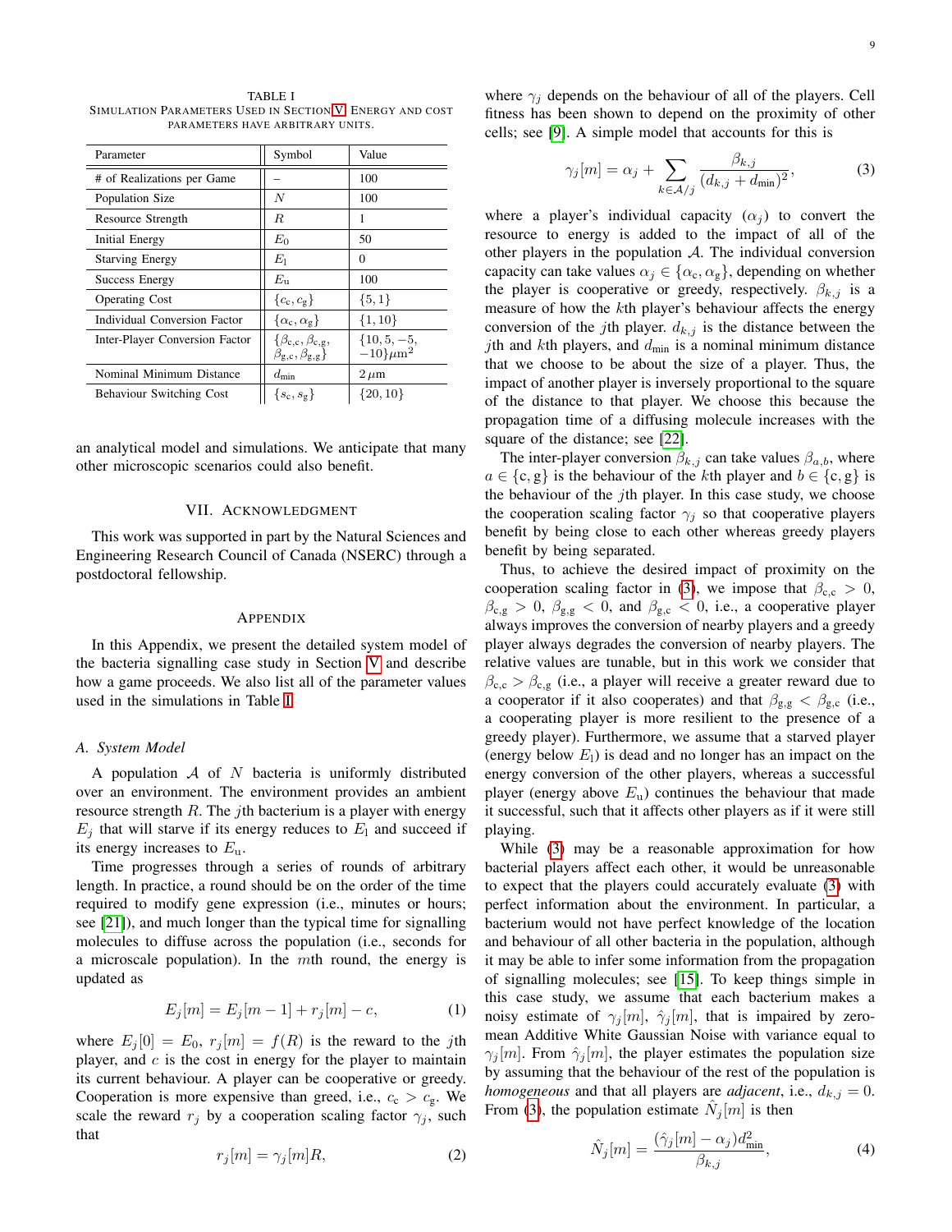TABLE I
SIMULATION PARAMETERS USED IN SECTION V. ENERGY AND COST PARAMETERS HAVE ARBITRARY UNITS.

| Parameter | Symbol | Value |
|---|---|---|
| # of Realizations per Game | – | 100 |
| Population Size | $N$ | 100 |
| Resource Strength | $R$ | 1 |
| Initial Energy | $E_0$ | 50 |
| Starving Energy | $E_\mathrm{l}$ | 0 |
| Success Energy | $E_\mathrm{u}$ | 100 |
| Operating Cost | $\{c_\mathrm{c}, c_\mathrm{g}\}$ | $\{5, 1\}$ |
| Individual Conversion Factor | $\{\alpha_\mathrm{c}, \alpha_\mathrm{g}\}$ | $\{1, 10\}$ |
| Inter-Player Conversion Factor | $\{\beta_\mathrm{c,c}, \beta_\mathrm{c,g}, \beta_\mathrm{g,c}, \beta_\mathrm{g,g}\}$ | $\{10, 5, -5, -10\}\mu\mathrm{m}^2$ |
| Nominal Minimum Distance | $d_\mathrm{min}$ | $2\,\mu\mathrm{m}$ |
| Behaviour Switching Cost | $\{s_\mathrm{c}, s_\mathrm{g}\}$ | $\{20, 10\}$ |

an analytical model and simulations. We anticipate that many other microscopic scenarios could also benefit.

## VII. ACKNOWLEDGMENT

This work was supported in part by the Natural Sciences and Engineering Research Council of Canada (NSERC) through a postdoctoral fellowship.

## APPENDIX

In this Appendix, we present the detailed system model of the bacteria signalling case study in Section V and describe how a game proceeds. We also list all of the parameter values used in the simulations in Table I.

### A. System Model

A population $\mathcal{A}$ of $N$ bacteria is uniformly distributed over an environment. The environment provides an ambient resource strength $R$. The $j$th bacterium is a player with energy $E_j$ that will starve if its energy reduces to $E_\mathrm{l}$ and succeed if its energy increases to $E_\mathrm{u}$.

Time progresses through a series of rounds of arbitrary length. In practice, a round should be on the order of the time required to modify gene expression (i.e., minutes or hours; see [21]), and much longer than the typical time for signalling molecules to diffuse across the population (i.e., seconds for a microscale population). In the $m$th round, the energy is updated as

$$E_j[m] = E_j[m-1] + r_j[m] - c, \tag{1}$$

where $E_j[0] = E_0$, $r_j[m] = f(R)$ is the reward to the $j$th player, and $c$ is the cost in energy for the player to maintain its current behaviour. A player can be cooperative or greedy. Cooperation is more expensive than greed, i.e., $c_\mathrm{c} > c_\mathrm{g}$. We scale the reward $r_j$ by a cooperation scaling factor $\gamma_j$, such that

$$r_j[m] = \gamma_j[m]R, \tag{2}$$

where $\gamma_j$ depends on the behaviour of all of the players. Cell fitness has been shown to depend on the proximity of other cells; see [9]. A simple model that accounts for this is

$$\gamma_j[m] = \alpha_j + \sum_{k\in\mathcal{A}/j} \frac{\beta_{k,j}}{(d_{k,j}+d_\mathrm{min})^2}, \tag{3}$$

where a player's individual capacity ($\alpha_j$) to convert the resource to energy is added to the impact of all of the other players in the population $\mathcal{A}$. The individual conversion capacity can take values $\alpha_j \in \{\alpha_\mathrm{c}, \alpha_\mathrm{g}\}$, depending on whether the player is cooperative or greedy, respectively. $\beta_{k,j}$ is a measure of how the $k$th player's behaviour affects the energy conversion of the $j$th player. $d_{k,j}$ is the distance between the $j$th and $k$th players, and $d_\mathrm{min}$ is a nominal minimum distance that we choose to be about the size of a player. Thus, the impact of another player is inversely proportional to the square of the distance to that player. We choose this because the propagation time of a diffusing molecule increases with the square of the distance; see [22].

The inter-player conversion $\beta_{k,j}$ can take values $\beta_{a,b}$, where $a \in \{\mathrm{c}, \mathrm{g}\}$ is the behaviour of the $k$th player and $b \in \{\mathrm{c}, \mathrm{g}\}$ is the behaviour of the $j$th player. In this case study, we choose the cooperation scaling factor $\gamma_j$ so that cooperative players benefit by being close to each other whereas greedy players benefit by being separated.

Thus, to achieve the desired impact of proximity on the cooperation scaling factor in (3), we impose that $\beta_\mathrm{c,c} > 0$, $\beta_\mathrm{c,g} > 0$, $\beta_\mathrm{g,g} < 0$, and $\beta_\mathrm{g,c} < 0$, i.e., a cooperative player always improves the conversion of nearby players and a greedy player always degrades the conversion of nearby players. The relative values are tunable, but in this work we consider that $\beta_\mathrm{c,c} > \beta_\mathrm{c,g}$ (i.e., a player will receive a greater reward due to a cooperator if it also cooperates) and that $\beta_\mathrm{g,g} < \beta_\mathrm{g,c}$ (i.e., a cooperating player is more resilient to the presence of a greedy player). Furthermore, we assume that a starved player (energy below $E_\mathrm{l}$) is dead and no longer has an impact on the energy conversion of the other players, whereas a successful player (energy above $E_\mathrm{u}$) continues the behaviour that made it successful, such that it affects other players as if it were still playing.

While (3) may be a reasonable approximation for how bacterial players affect each other, it would be unreasonable to expect that the players could accurately evaluate (3) with perfect information about the environment. In particular, a bacterium would not have perfect knowledge of the location and behaviour of all other bacteria in the population, although it may be able to infer some information from the propagation of signalling molecules; see [15]. To keep things simple in this case study, we assume that each bacterium makes a noisy estimate of $\gamma_j[m]$, $\hat{\gamma}_j[m]$, that is impaired by zero-mean Additive White Gaussian Noise with variance equal to $\gamma_j[m]$. From $\hat{\gamma}_j[m]$, the player estimates the population size by assuming that the behaviour of the rest of the population is *homogeneous* and that all players are *adjacent*, i.e., $d_{k,j} = 0$. From (3), the population estimate $\hat{N}_j[m]$ is then

$$\hat{N}_j[m] = \frac{(\hat{\gamma}_j[m] - \alpha_j)d_\mathrm{min}^2}{\beta_{k,j}}, \tag{4}$$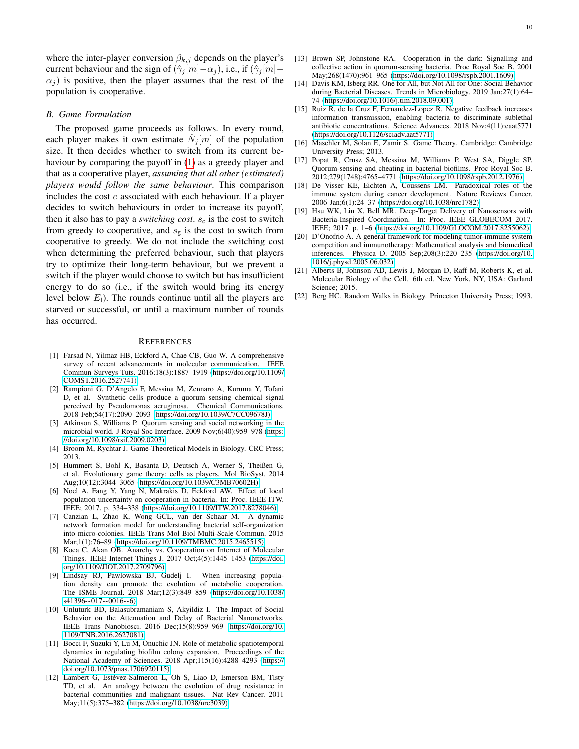where the inter-player conversion $\beta_{k,j}$ depends on the player's current behaviour and the sign of $(\hat{\gamma}_j[m]-\alpha_j)$, i.e., if $(\hat{\gamma}_j[m]-\alpha_j)$ is positive, then the player assumes that the rest of the population is cooperative.

### B. Game Formulation

The proposed game proceeds as follows. In every round, each player makes it own estimate $\hat{N}_j[m]$ of the population size. It then decides whether to switch from its current behaviour by comparing the payoff in (1) as a greedy player and that as a cooperative player, *assuming that all other (estimated) players would follow the same behaviour*. This comparison includes the cost $c$ associated with each behaviour. If a player decides to switch behaviours in order to increase its payoff, then it also has to pay a *switching cost*. $s_{\mathrm{c}}$ is the cost to switch from greedy to cooperative, and $s_{\mathrm{g}}$ is the cost to switch from cooperative to greedy. We do not include the switching cost when determining the preferred behaviour, such that players try to optimize their long-term behaviour, but we prevent a switch if the player would choose to switch but has insufficient energy to do so (i.e., if the switch would bring its energy level below $E_1$). The rounds continue until all the players are starved or successful, or until a maximum number of rounds has occurred.

## References

[1] Farsad N, Yilmaz HB, Eckford A, Chae CB, Guo W. A comprehensive survey of recent advancements in molecular communication. IEEE Commun Surveys Tuts. 2016;18(3):1887–1919 (https://doi.org/10.1109/COMST.2016.2527741).

[2] Rampioni G, D'Angelo F, Messina M, Zennaro A, Kuruma Y, Tofani D, et al. Synthetic cells produce a quorum sensing chemical signal perceived by Pseudomonas aeruginosa. Chemical Communications. 2018 Feb;54(17):2090–2093 (https://doi.org/10.1039/C7CC09678J).

[3] Atkinson S, Williams P. Quorum sensing and social networking in the microbial world. J Royal Soc Interface. 2009 Nov;6(40):959–978 (https://doi.org/10.1098/rsif.2009.0203).

[4] Broom M, Rychtar J. Game-Theoretical Models in Biology. CRC Press; 2013.

[5] Hummert S, Bohl K, Basanta D, Deutsch A, Werner S, Theißen G, et al. Evolutionary game theory: cells as players. Mol BioSyst. 2014 Aug;10(12):3044–3065 (https://doi.org/10.1039/C3MB70602H).

[6] Noel A, Fang Y, Yang N, Makrakis D, Eckford AW. Effect of local population uncertainty on cooperation in bacteria. In: Proc. IEEE ITW. IEEE; 2017. p. 334–338 (https://doi.org/10.1109/ITW.2017.8278046).

[7] Canzian L, Zhao K, Wong GCL, van der Schaar M. A dynamic network formation model for understanding bacterial self-organization into micro-colonies. IEEE Trans Mol Biol Multi-Scale Commun. 2015 Mar;1(1):76–89 (https://doi.org/10.1109/TMBMC.2015.2465515).

[8] Koca C, Akan OB. Anarchy vs. Cooperation on Internet of Molecular Things. IEEE Internet Things J. 2017 Oct;4(5):1445–1453 (https://doi.org/10.1109/JIOT.2017.2709796).

[9] Lindsay RJ, Pawlowska BJ, Gudelj I. When increasing population density can promote the evolution of metabolic cooperation. The ISME Journal. 2018 Mar;12(3):849–859 (https://doi.org/10.1038/s41396--017--0016--6).

[10] Unluturk BD, Balasubramaniam S, Akyildiz I. The Impact of Social Behavior on the Attenuation and Delay of Bacterial Nanonetworks. IEEE Trans Nanobiosci. 2016 Dec;15(8):959–969 (https://doi.org/10.1109/TNB.2016.2627081).

[11] Bocci F, Suzuki Y, Lu M, Onuchic JN. Role of metabolic spatiotemporal dynamics in regulating biofilm colony expansion. Proceedings of the National Academy of Sciences. 2018 Apr;115(16):4288–4293 (https://doi.org/10.1073/pnas.1706920115).

[12] Lambert G, Estévez-Salmeron L, Oh S, Liao D, Emerson BM, Tlsty TD, et al. An analogy between the evolution of drug resistance in bacterial communities and malignant tissues. Nat Rev Cancer. 2011 May;11(5):375–382 (https://doi.org/10.1038/nrc3039).

[13] Brown SP, Johnstone RA. Cooperation in the dark: Signalling and collective action in quorum-sensing bacteria. Proc Royal Soc B. 2001 May;268(1470):961–965 (https://doi.org/10.1098/rspb.2001.1609).

[14] Davis KM, Isberg RR. One for All, but Not All for One: Social Behavior during Bacterial Diseases. Trends in Microbiology. 2019 Jan;27(1):64–74 (https://doi.org/10.1016/j.tim.2018.09.001).

[15] Ruiz R, de la Cruz F, Fernandez-Lopez R. Negative feedback increases information transmission, enabling bacteria to discriminate sublethal antibiotic concentrations. Science Advances. 2018 Nov;4(11):eaat5771 (https://doi.org/10.1126/sciadv.aat5771).

[16] Maschler M, Solan E, Zamir S. Game Theory. Cambridge: Cambridge University Press; 2013.

[17] Popat R, Cruz SA, Messina M, Williams P, West SA, Diggle SP. Quorum-sensing and cheating in bacterial biofilms. Proc Royal Soc B. 2012;279(1748):4765–4771 (https://doi.org/10.1098/rspb.2012.1976).

[18] De Visser KE, Eichten A, Coussens LM. Paradoxical roles of the immune system during cancer development. Nature Reviews Cancer. 2006 Jan;6(1):24–37 (https://doi.org/10.1038/nrc1782).

[19] Hsu WK, Lin X, Bell MR. Deep-Target Delivery of Nanosensors with Bacteria-Inspired Coordination. In: Proc. IEEE GLOBECOM 2017. IEEE; 2017. p. 1–6 (https://doi.org/10.1109/GLOCOM.2017.8255062).

[20] D'Onofrio A. A general framework for modeling tumor-immune system competition and immunotherapy: Mathematical analysis and biomedical inferences. Physica D. 2005 Sep;208(3):220–235 (https://doi.org/10.1016/j.physd.2005.06.032).

[21] Alberts B, Johnson AD, Lewis J, Morgan D, Raff M, Roberts K, et al. Molecular Biology of the Cell. 6th ed. New York, NY, USA: Garland Science; 2015.

[22] Berg HC. Random Walks in Biology. Princeton University Press; 1993.